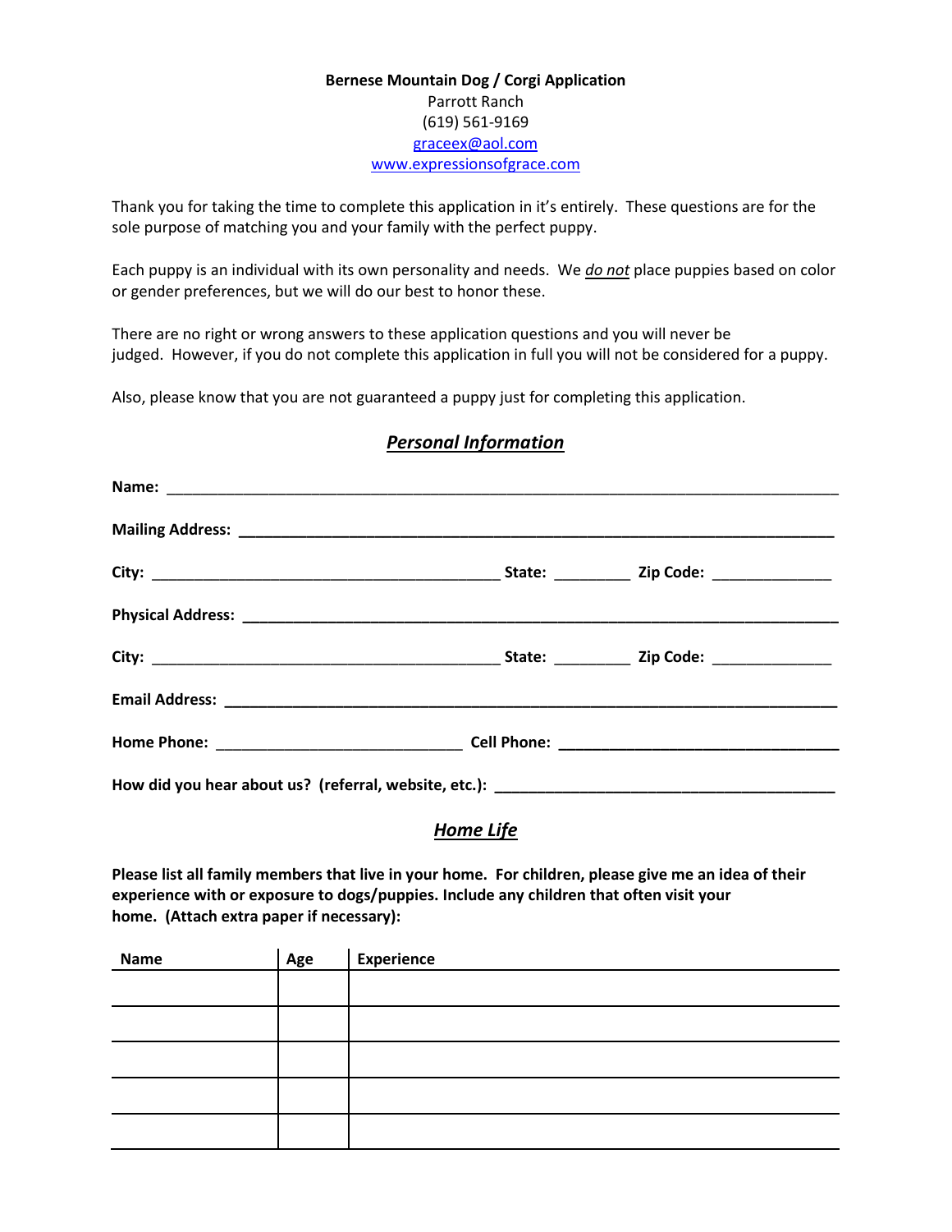**Bernese Mountain Dog / Corgi Application**
Parrott Ranch
(619) 561-9169
graceex@aol.com
www.expressionsofgrace.com

Thank you for taking the time to complete this application in it's entirely. These questions are for the sole purpose of matching you and your family with the perfect puppy.

Each puppy is an individual with its own personality and needs. We ***do not*** place puppies based on color or gender preferences, but we will do our best to honor these.

There are no right or wrong answers to these application questions and you will never be judged. However, if you do not complete this application in full you will not be considered for a puppy.

Also, please know that you are not guaranteed a puppy just for completing this application.

## ***Personal Information***

**Name:** ___________________________________________________________________________

**Mailing Address:** _____________________________________________________________________

**City:** ______________________________________ **State:** ________ **Zip Code:** _____________

**Physical Address:** ____________________________________________________________________

**City:** ______________________________________ **State:** ________ **Zip Code:** _____________

**Email Address:** ______________________________________________________________________

**Home Phone:** ___________________________ **Cell Phone:** ______________________________

**How did you hear about us? (referral, website, etc.):** ______________________________________

## ***Home Life***

**Please list all family members that live in your home. For children, please give me an idea of their experience with or exposure to dogs/puppies. Include any children that often visit your home. (Attach extra paper if necessary):**

| Name | Age | Experience |
|---|---|---|
| | | |
| | | |
| | | |
| | | |
| | | |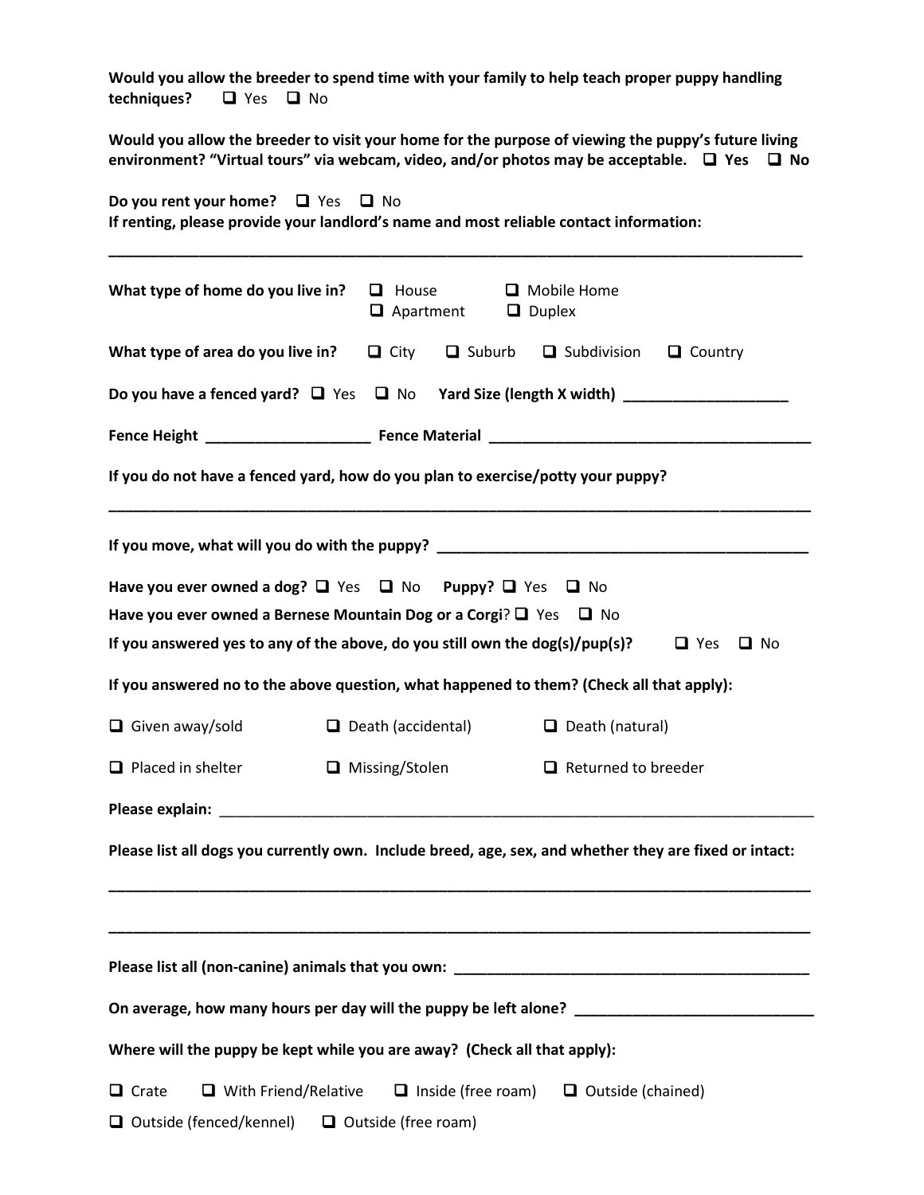**Would you allow the breeder to spend time with your family to help teach proper puppy handling techniques?** ❑ Yes ❑ No

**Would you allow the breeder to visit your home for the purpose of viewing the puppy's future living environment? "Virtual tours" via webcam, video, and/or photos may be acceptable.** ❑ **Yes** ❑ **No**

**Do you rent your home?** ❑ Yes ❑ No
**If renting, please provide your landlord's name and most reliable contact information:**

\_\_\_\_\_\_\_\_\_\_\_\_\_\_\_\_\_\_\_\_\_\_\_\_\_\_\_\_\_\_\_\_\_\_\_\_\_\_\_\_\_\_\_\_\_\_\_\_\_\_\_\_\_\_\_\_\_\_\_\_\_\_\_\_\_\_\_\_\_\_\_\_\_\_\_\_\_\_

**What type of home do you live in?** ❑ House ❑ Mobile Home ❑ Apartment ❑ Duplex

**What type of area do you live in?** ❑ City ❑ Suburb ❑ Subdivision ❑ Country

**Do you have a fenced yard?** ❑ Yes ❑ No **Yard Size (length X width)** \_\_\_\_\_\_\_\_\_\_\_\_\_\_\_\_\_\_\_\_

**Fence Height** \_\_\_\_\_\_\_\_\_\_\_\_\_\_\_\_\_\_\_\_ **Fence Material** \_\_\_\_\_\_\_\_\_\_\_\_\_\_\_\_\_\_\_\_\_\_\_\_\_\_\_\_\_\_\_\_\_\_\_\_\_\_\_\_

**If you do not have a fenced yard, how do you plan to exercise/potty your puppy?**

\_\_\_\_\_\_\_\_\_\_\_\_\_\_\_\_\_\_\_\_\_\_\_\_\_\_\_\_\_\_\_\_\_\_\_\_\_\_\_\_\_\_\_\_\_\_\_\_\_\_\_\_\_\_\_\_\_\_\_\_\_\_\_\_\_\_\_\_\_\_\_\_\_\_\_\_\_\_

**If you move, what will you do with the puppy?** \_\_\_\_\_\_\_\_\_\_\_\_\_\_\_\_\_\_\_\_\_\_\_\_\_\_\_\_\_\_\_\_\_\_\_\_\_\_\_\_\_\_\_\_\_\_

**Have you ever owned a dog?** ❑ Yes ❑ No **Puppy?** ❑ Yes ❑ No

**Have you ever owned a Bernese Mountain Dog or a Corgi?** ❑ Yes ❑ No

**If you answered yes to any of the above, do you still own the dog(s)/pup(s)?** ❑ Yes ❑ No

**If you answered no to the above question, what happened to them? (Check all that apply):**

❑ Given away/sold ❑ Death (accidental) ❑ Death (natural)

❑ Placed in shelter ❑ Missing/Stolen ❑ Returned to breeder

**Please explain:** \_\_\_\_\_\_\_\_\_\_\_\_\_\_\_\_\_\_\_\_\_\_\_\_\_\_\_\_\_\_\_\_\_\_\_\_\_\_\_\_\_\_\_\_\_\_\_\_\_\_\_\_\_\_\_\_\_\_\_\_\_\_\_\_\_\_\_\_\_\_\_\_

**Please list all dogs you currently own. Include breed, age, sex, and whether they are fixed or intact:**

\_\_\_\_\_\_\_\_\_\_\_\_\_\_\_\_\_\_\_\_\_\_\_\_\_\_\_\_\_\_\_\_\_\_\_\_\_\_\_\_\_\_\_\_\_\_\_\_\_\_\_\_\_\_\_\_\_\_\_\_\_\_\_\_\_\_\_\_\_\_\_\_\_\_\_\_\_\_

\_\_\_\_\_\_\_\_\_\_\_\_\_\_\_\_\_\_\_\_\_\_\_\_\_\_\_\_\_\_\_\_\_\_\_\_\_\_\_\_\_\_\_\_\_\_\_\_\_\_\_\_\_\_\_\_\_\_\_\_\_\_\_\_\_\_\_\_\_\_\_\_\_\_\_\_\_\_

**Please list all (non-canine) animals that you own:** \_\_\_\_\_\_\_\_\_\_\_\_\_\_\_\_\_\_\_\_\_\_\_\_\_\_\_\_\_\_\_\_\_\_\_\_\_\_\_\_\_\_\_\_

**On average, how many hours per day will the puppy be left alone?** \_\_\_\_\_\_\_\_\_\_\_\_\_\_\_\_\_\_\_\_\_\_\_\_\_\_\_\_\_\_

**Where will the puppy be kept while you are away? (Check all that apply):**

❑ Crate ❑ With Friend/Relative ❑ Inside (free roam) ❑ Outside (chained)

❑ Outside (fenced/kennel) ❑ Outside (free roam)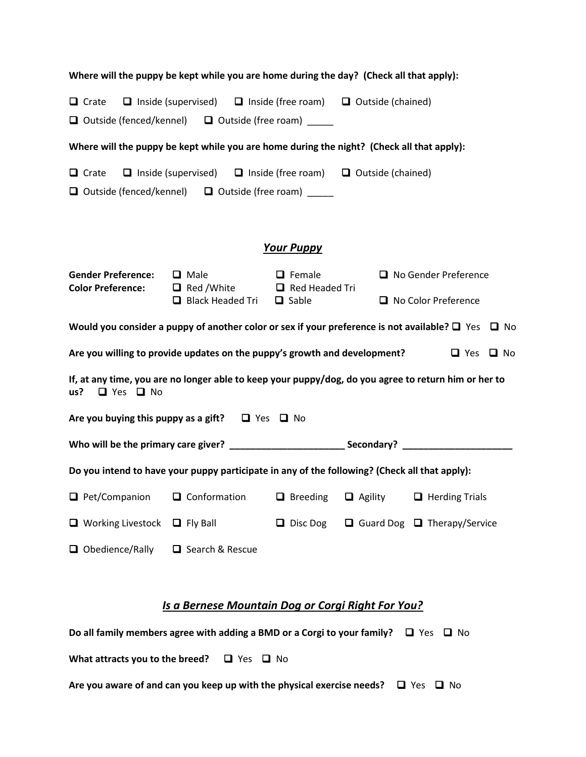**Where will the puppy be kept while you are home during the day? (Check all that apply):**

❑ Crate ❑ Inside (supervised) ❑ Inside (free roam) ❑ Outside (chained)

❑ Outside (fenced/kennel) ❑ Outside (free roam) _____

**Where will the puppy be kept while you are home during the night? (Check all that apply):**

❑ Crate ❑ Inside (supervised) ❑ Inside (free roam) ❑ Outside (chained)

❑ Outside (fenced/kennel) ❑ Outside (free roam) _____

## ***Your Puppy***

**Gender Preference:** ❑ Male ❑ Female ❑ No Gender Preference

**Color Preference:** ❑ Red /White ❑ Red Headed Tri ❑ Black Headed Tri ❑ Sable ❑ No Color Preference

**Would you consider a puppy of another color or sex if your preference is not available?** ❑ Yes ❑ No

**Are you willing to provide updates on the puppy's growth and development?** ❑ Yes ❑ No

**If, at any time, you are no longer able to keep your puppy/dog, do you agree to return him or her to us?** ❑ Yes ❑ No

**Are you buying this puppy as a gift?** ❑ Yes ❑ No

**Who will be the primary care giver?** _____________________ **Secondary?** _____________________

**Do you intend to have your puppy participate in any of the following? (Check all that apply):**

❑ Pet/Companion ❑ Conformation ❑ Breeding ❑ Agility ❑ Herding Trials

❑ Working Livestock ❑ Fly Ball ❑ Disc Dog ❑ Guard Dog ❑ Therapy/Service

❑ Obedience/Rally ❑ Search & Rescue

## ***Is a Bernese Mountain Dog or Corgi Right For You?***

**Do all family members agree with adding a BMD or a Corgi to your family?** ❑ Yes ❑ No

**What attracts you to the breed?** ❑ Yes ❑ No

**Are you aware of and can you keep up with the physical exercise needs?** ❑ Yes ❑ No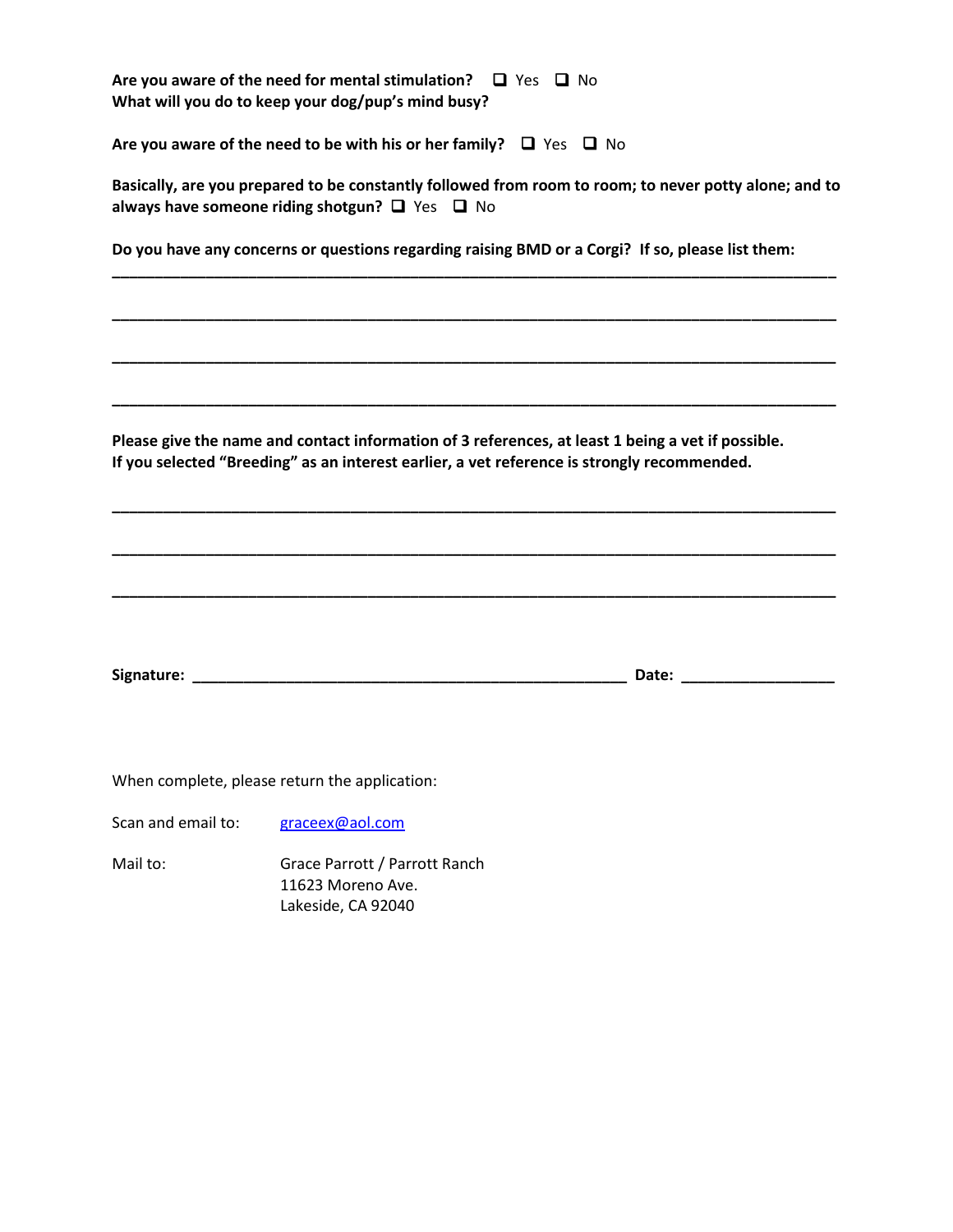**Are you aware of the need for mental stimulation?** ☐ Yes ☐ No
**What will you do to keep your dog/pup's mind busy?**

**Are you aware of the need to be with his or her family?** ☐ Yes ☐ No

**Basically, are you prepared to be constantly followed from room to room; to never potty alone; and to always have someone riding shotgun?** ☐ Yes ☐ No

**Do you have any concerns or questions regarding raising BMD or a Corgi? If so, please list them:**

\_\_\_\_\_\_\_\_\_\_\_\_\_\_\_\_\_\_\_\_\_\_\_\_\_\_\_\_\_\_\_\_\_\_\_\_\_\_\_\_\_\_\_\_\_\_\_\_\_\_\_\_\_\_\_\_\_\_\_\_\_\_\_\_\_\_\_\_\_\_\_\_\_\_\_\_\_\_

\_\_\_\_\_\_\_\_\_\_\_\_\_\_\_\_\_\_\_\_\_\_\_\_\_\_\_\_\_\_\_\_\_\_\_\_\_\_\_\_\_\_\_\_\_\_\_\_\_\_\_\_\_\_\_\_\_\_\_\_\_\_\_\_\_\_\_\_\_\_\_\_\_\_\_\_\_\_

\_\_\_\_\_\_\_\_\_\_\_\_\_\_\_\_\_\_\_\_\_\_\_\_\_\_\_\_\_\_\_\_\_\_\_\_\_\_\_\_\_\_\_\_\_\_\_\_\_\_\_\_\_\_\_\_\_\_\_\_\_\_\_\_\_\_\_\_\_\_\_\_\_\_\_\_\_\_

\_\_\_\_\_\_\_\_\_\_\_\_\_\_\_\_\_\_\_\_\_\_\_\_\_\_\_\_\_\_\_\_\_\_\_\_\_\_\_\_\_\_\_\_\_\_\_\_\_\_\_\_\_\_\_\_\_\_\_\_\_\_\_\_\_\_\_\_\_\_\_\_\_\_\_\_\_\_

**Please give the name and contact information of 3 references, at least 1 being a vet if possible.**
**If you selected "Breeding" as an interest earlier, a vet reference is strongly recommended.**

\_\_\_\_\_\_\_\_\_\_\_\_\_\_\_\_\_\_\_\_\_\_\_\_\_\_\_\_\_\_\_\_\_\_\_\_\_\_\_\_\_\_\_\_\_\_\_\_\_\_\_\_\_\_\_\_\_\_\_\_\_\_\_\_\_\_\_\_\_\_\_\_\_\_\_\_\_\_

\_\_\_\_\_\_\_\_\_\_\_\_\_\_\_\_\_\_\_\_\_\_\_\_\_\_\_\_\_\_\_\_\_\_\_\_\_\_\_\_\_\_\_\_\_\_\_\_\_\_\_\_\_\_\_\_\_\_\_\_\_\_\_\_\_\_\_\_\_\_\_\_\_\_\_\_\_\_

\_\_\_\_\_\_\_\_\_\_\_\_\_\_\_\_\_\_\_\_\_\_\_\_\_\_\_\_\_\_\_\_\_\_\_\_\_\_\_\_\_\_\_\_\_\_\_\_\_\_\_\_\_\_\_\_\_\_\_\_\_\_\_\_\_\_\_\_\_\_\_\_\_\_\_\_\_\_

**Signature:** \_\_\_\_\_\_\_\_\_\_\_\_\_\_\_\_\_\_\_\_\_\_\_\_\_\_\_\_\_\_\_\_\_\_\_\_\_\_\_\_\_\_\_\_\_\_\_\_\_\_ **Date:** \_\_\_\_\_\_\_\_\_\_\_\_\_\_\_\_\_\_

When complete, please return the application:

Scan and email to: graceex@aol.com

Mail to: Grace Parrott / Parrott Ranch
11623 Moreno Ave.
Lakeside, CA 92040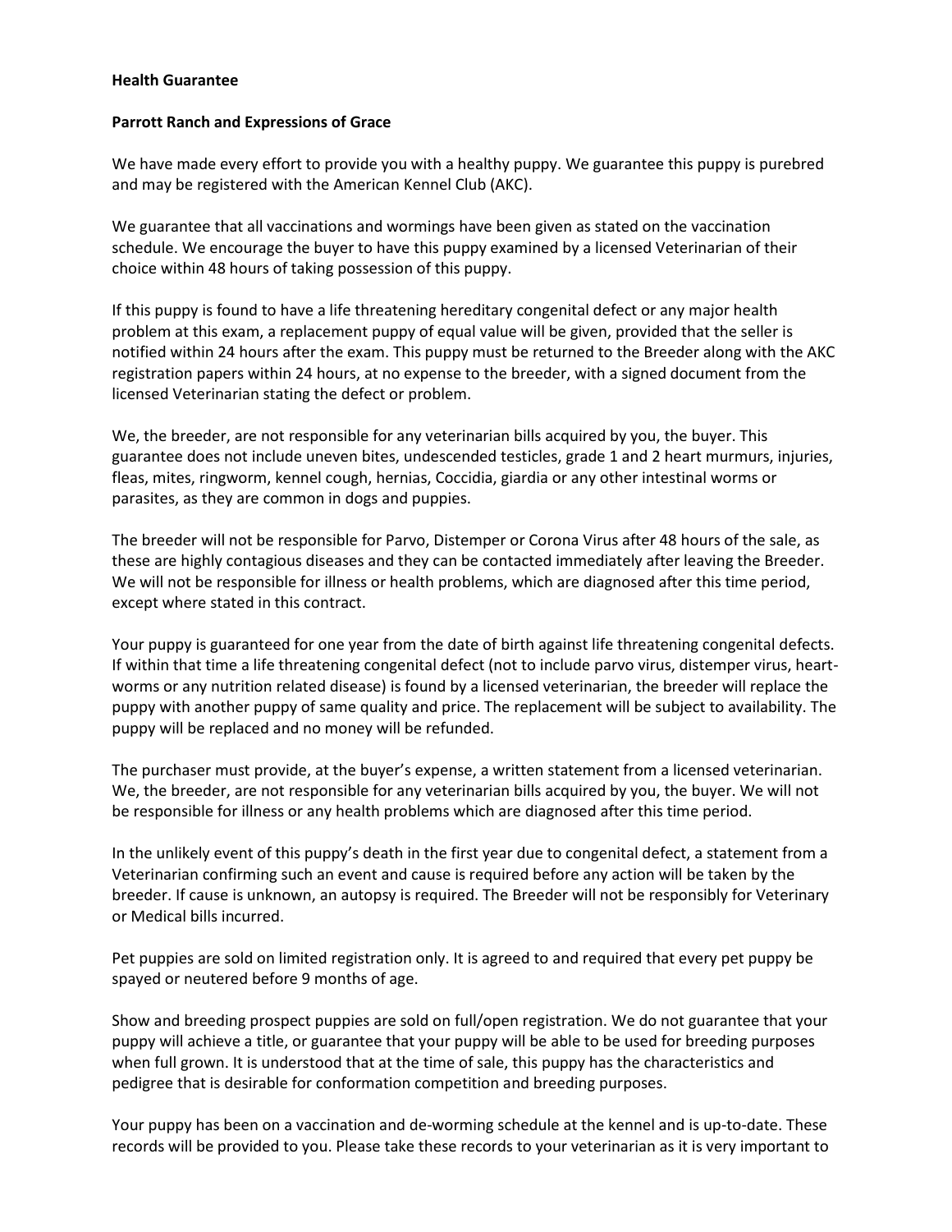**Health Guarantee**

**Parrott Ranch and Expressions of Grace**

We have made every effort to provide you with a healthy puppy. We guarantee this puppy is purebred and may be registered with the American Kennel Club (AKC).

We guarantee that all vaccinations and wormings have been given as stated on the vaccination schedule. We encourage the buyer to have this puppy examined by a licensed Veterinarian of their choice within 48 hours of taking possession of this puppy.

If this puppy is found to have a life threatening hereditary congenital defect or any major health problem at this exam, a replacement puppy of equal value will be given, provided that the seller is notified within 24 hours after the exam. This puppy must be returned to the Breeder along with the AKC registration papers within 24 hours, at no expense to the breeder, with a signed document from the licensed Veterinarian stating the defect or problem.

We, the breeder, are not responsible for any veterinarian bills acquired by you, the buyer. This guarantee does not include uneven bites, undescended testicles, grade 1 and 2 heart murmurs, injuries, fleas, mites, ringworm, kennel cough, hernias, Coccidia, giardia or any other intestinal worms or parasites, as they are common in dogs and puppies.

The breeder will not be responsible for Parvo, Distemper or Corona Virus after 48 hours of the sale, as these are highly contagious diseases and they can be contacted immediately after leaving the Breeder. We will not be responsible for illness or health problems, which are diagnosed after this time period, except where stated in this contract.

Your puppy is guaranteed for one year from the date of birth against life threatening congenital defects. If within that time a life threatening congenital defect (not to include parvo virus, distemper virus, heart-worms or any nutrition related disease) is found by a licensed veterinarian, the breeder will replace the puppy with another puppy of same quality and price. The replacement will be subject to availability. The puppy will be replaced and no money will be refunded.

The purchaser must provide, at the buyer's expense, a written statement from a licensed veterinarian. We, the breeder, are not responsible for any veterinarian bills acquired by you, the buyer. We will not be responsible for illness or any health problems which are diagnosed after this time period.

In the unlikely event of this puppy's death in the first year due to congenital defect, a statement from a Veterinarian confirming such an event and cause is required before any action will be taken by the breeder. If cause is unknown, an autopsy is required. The Breeder will not be responsibly for Veterinary or Medical bills incurred.

Pet puppies are sold on limited registration only. It is agreed to and required that every pet puppy be spayed or neutered before 9 months of age.

Show and breeding prospect puppies are sold on full/open registration. We do not guarantee that your puppy will achieve a title, or guarantee that your puppy will be able to be used for breeding purposes when full grown. It is understood that at the time of sale, this puppy has the characteristics and pedigree that is desirable for conformation competition and breeding purposes.

Your puppy has been on a vaccination and de-worming schedule at the kennel and is up-to-date. These records will be provided to you. Please take these records to your veterinarian as it is very important to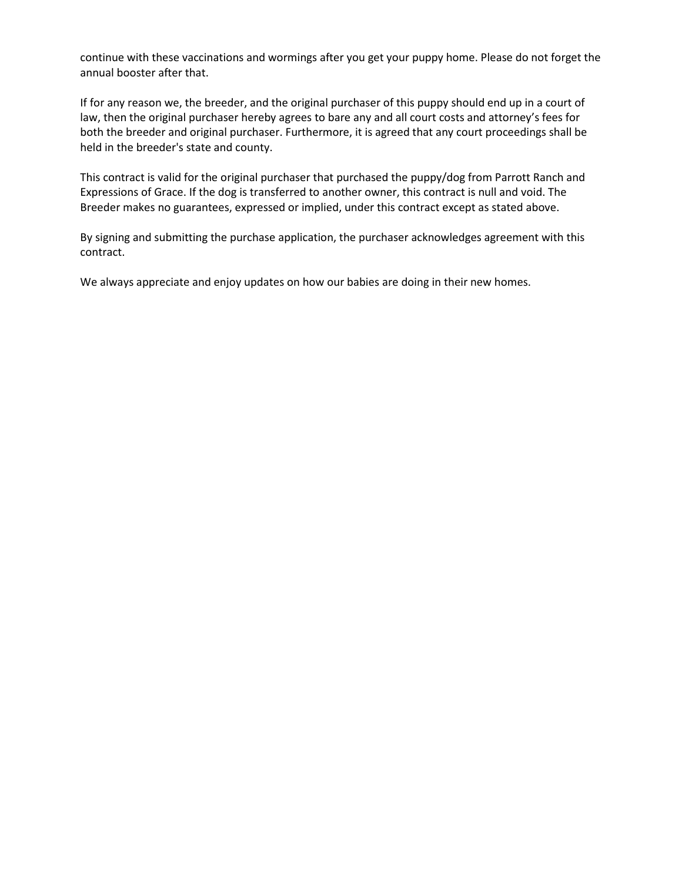continue with these vaccinations and wormings after you get your puppy home. Please do not forget the annual booster after that.

If for any reason we, the breeder, and the original purchaser of this puppy should end up in a court of law, then the original purchaser hereby agrees to bare any and all court costs and attorney's fees for both the breeder and original purchaser. Furthermore, it is agreed that any court proceedings shall be held in the breeder's state and county.

This contract is valid for the original purchaser that purchased the puppy/dog from Parrott Ranch and Expressions of Grace. If the dog is transferred to another owner, this contract is null and void. The Breeder makes no guarantees, expressed or implied, under this contract except as stated above.

By signing and submitting the purchase application, the purchaser acknowledges agreement with this contract.

We always appreciate and enjoy updates on how our babies are doing in their new homes.